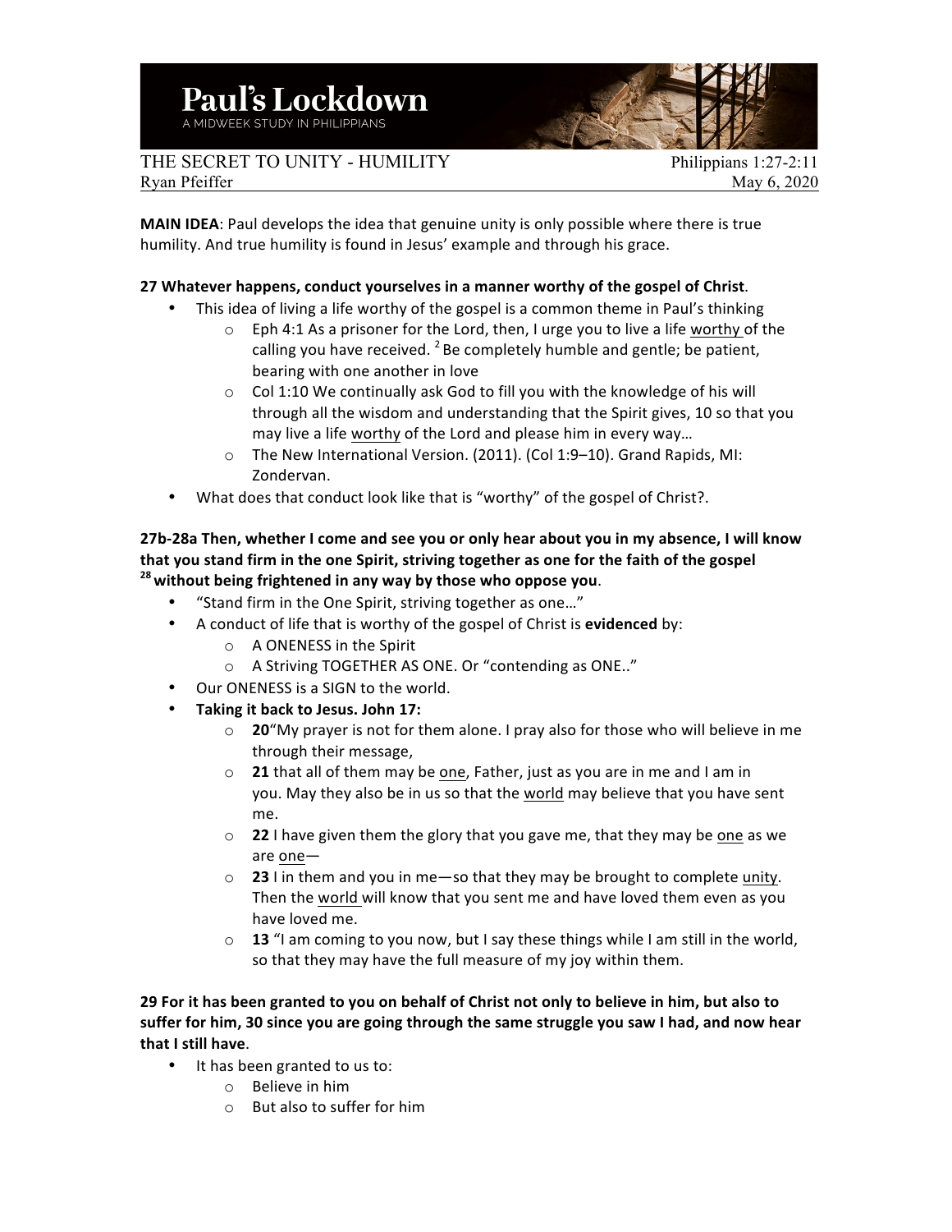# Paul's Lockdown

A MIDWEEK STUDY IN PHILIPPIANS

THE SECRET TO UNITY - HUMILITY | Philippians 1:27-2:11

Ryan Pfeiffer | May 6, 2020

**MAIN IDEA**: Paul develops the idea that genuine unity is only possible where there is true humility. And true humility is found in Jesus' example and through his grace.

**27 Whatever happens, conduct yourselves in a manner worthy of the gospel of Christ**.

- This idea of living a life worthy of the gospel is a common theme in Paul's thinking
  - Eph 4:1 As a prisoner for the Lord, then, I urge you to live a life <u>worthy</u> of the calling you have received. [2] Be completely humble and gentle; be patient, bearing with one another in love
  - Col 1:10 We continually ask God to fill you with the knowledge of his will through all the wisdom and understanding that the Spirit gives, 10 so that you may live a life <u>worthy</u> of the Lord and please him in every way…
  - The New International Version. (2011). (Col 1:9–10). Grand Rapids, MI: Zondervan.
- What does that conduct look like that is "worthy" of the gospel of Christ?.

**27b-28a Then, whether I come and see you or only hear about you in my absence, I will know that you stand firm in the one Spirit, striving together as one for the faith of the gospel [28] without being frightened in any way by those who oppose you**.

- "Stand firm in the One Spirit, striving together as one…"
- A conduct of life that is worthy of the gospel of Christ is **evidenced** by:
  - A ONENESS in the Spirit
  - A Striving TOGETHER AS ONE. Or "contending as ONE.."
- Our ONENESS is a SIGN to the world.
- **Taking it back to Jesus. John 17:**
  - **20**"My prayer is not for them alone. I pray also for those who will believe in me through their message,
  - **21** that all of them may be <u>one</u>, Father, just as you are in me and I am in you. May they also be in us so that the <u>world</u> may believe that you have sent me.
  - **22** I have given them the glory that you gave me, that they may be <u>one</u> as we are <u>one</u>—
  - **23** I in them and you in me—so that they may be brought to complete <u>unity</u>. Then the <u>world</u> will know that you sent me and have loved them even as you have loved me.
  - **13** "I am coming to you now, but I say these things while I am still in the world, so that they may have the full measure of my joy within them.

**29 For it has been granted to you on behalf of Christ not only to believe in him, but also to suffer for him, 30 since you are going through the same struggle you saw I had, and now hear that I still have**.

- It has been granted to us to:
  - Believe in him
  - But also to suffer for him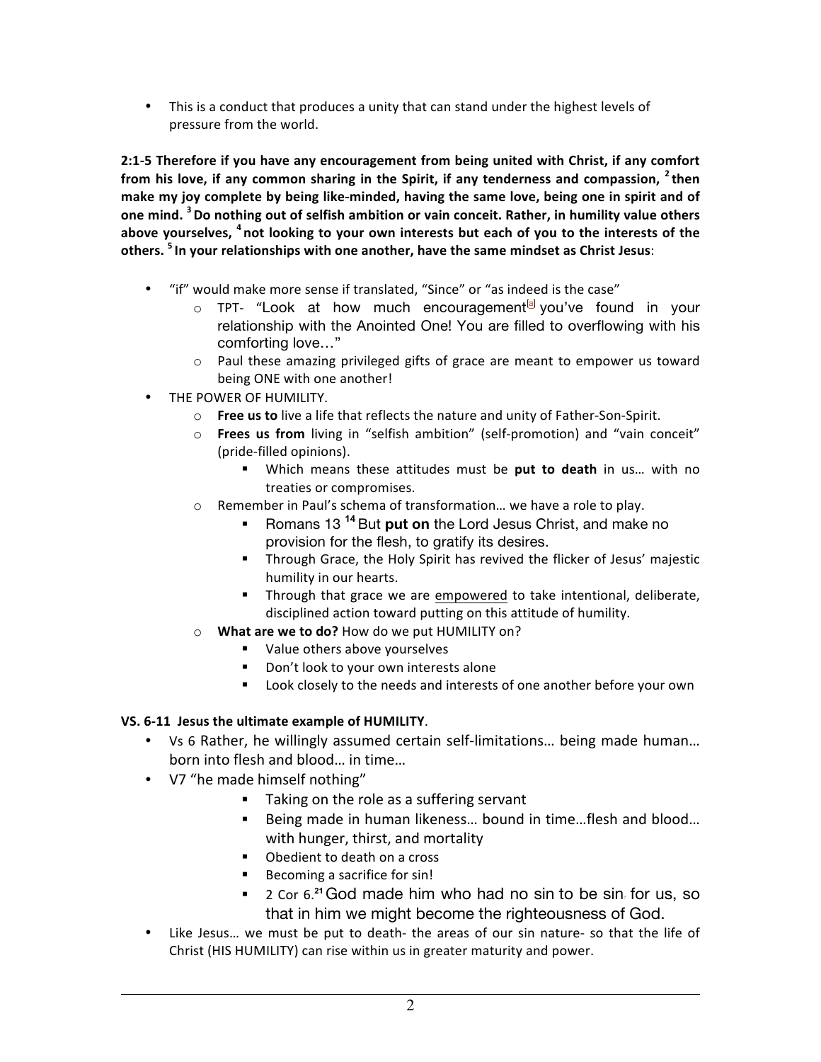- This is a conduct that produces a unity that can stand under the highest levels of pressure from the world.

**2:1-5 Therefore if you have any encouragement from being united with Christ, if any comfort from his love, if any common sharing in the Spirit, if any tenderness and compassion, [2] then make my joy complete by being like-minded, having the same love, being one in spirit and of one mind. [3] Do nothing out of selfish ambition or vain conceit. Rather, in humility value others above yourselves, [4] not looking to your own interests but each of you to the interests of the others. [5] In your relationships with one another, have the same mindset as Christ Jesus**:

- "if" would make more sense if translated, "Since" or "as indeed is the case"
  - TPT- "Look at how much encouragement[a] you've found in your relationship with the Anointed One! You are filled to overflowing with his comforting love…"
  - Paul these amazing privileged gifts of grace are meant to empower us toward being ONE with one another!
- THE POWER OF HUMILITY.
  - **Free us to** live a life that reflects the nature and unity of Father-Son-Spirit.
  - **Frees us from** living in "selfish ambition" (self-promotion) and "vain conceit" (pride-filled opinions).
    - Which means these attitudes must be **put to death** in us… with no treaties or compromises.
  - Remember in Paul's schema of transformation… we have a role to play.
    - Romans 13 [14] But **put on** the Lord Jesus Christ, and make no provision for the flesh, to gratify its desires.
    - Through Grace, the Holy Spirit has revived the flicker of Jesus' majestic humility in our hearts.
    - Through that grace we are <u>empowered</u> to take intentional, deliberate, disciplined action toward putting on this attitude of humility.
  - **What are we to do?** How do we put HUMILITY on?
    - Value others above yourselves
    - Don't look to your own interests alone
    - Look closely to the needs and interests of one another before your own

**VS. 6-11 Jesus the ultimate example of HUMILITY**.

- Vs 6 Rather, he willingly assumed certain self-limitations… being made human… born into flesh and blood… in time…
- V7 "he made himself nothing"
  - Taking on the role as a suffering servant
  - Being made in human likeness… bound in time…flesh and blood… with hunger, thirst, and mortality
  - Obedient to death on a cross
  - Becoming a sacrifice for sin!
  - 2 Cor 6.[21] God made him who had no sin to be sin for us, so that in him we might become the righteousness of God.
- Like Jesus… we must be put to death- the areas of our sin nature- so that the life of Christ (HIS HUMILITY) can rise within us in greater maturity and power.